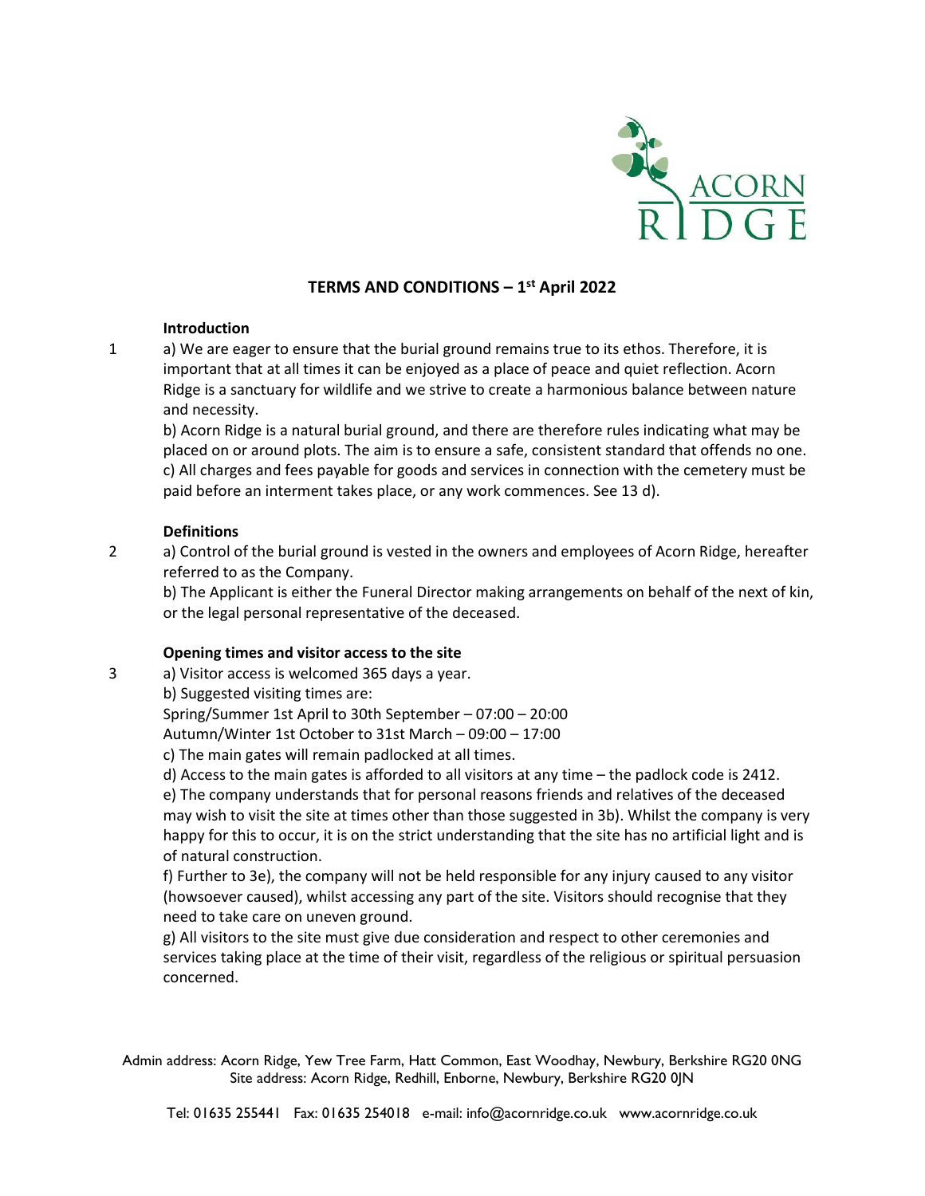# TERMS AND CONDITIONS – 1st April 2022

## Introduction

1 a) We are eager to ensure that the burial ground remains true to its ethos. Therefore, it is important that at all times it can be enjoyed as a place of peace and quiet reflection. Acorn Ridge is a sanctuary for wildlife and we strive to create a harmonious balance between nature and necessity.

b) Acorn Ridge is a natural burial ground, and there are therefore rules indicating what may be placed on or around plots. The aim is to ensure a safe, consistent standard that offends no one.

c) All charges and fees payable for goods and services in connection with the cemetery must be paid before an interment takes place, or any work commences. See 13 d).

## Definitions

2 a) Control of the burial ground is vested in the owners and employees of Acorn Ridge, hereafter referred to as the Company.

b) The Applicant is either the Funeral Director making arrangements on behalf of the next of kin, or the legal personal representative of the deceased.

## Opening times and visitor access to the site

3 a) Visitor access is welcomed 365 days a year.

b) Suggested visiting times are:

Spring/Summer 1st April to 30th September – 07:00 – 20:00

Autumn/Winter 1st October to 31st March – 09:00 – 17:00

c) The main gates will remain padlocked at all times.

d) Access to the main gates is afforded to all visitors at any time – the padlock code is 2412.

e) The company understands that for personal reasons friends and relatives of the deceased may wish to visit the site at times other than those suggested in 3b). Whilst the company is very happy for this to occur, it is on the strict understanding that the site has no artificial light and is of natural construction.

f) Further to 3e), the company will not be held responsible for any injury caused to any visitor (howsoever caused), whilst accessing any part of the site. Visitors should recognise that they need to take care on uneven ground.

g) All visitors to the site must give due consideration and respect to other ceremonies and services taking place at the time of their visit, regardless of the religious or spiritual persuasion concerned.

Admin address: Acorn Ridge, Yew Tree Farm, Hatt Common, East Woodhay, Newbury, Berkshire RG20 0NG
Site address: Acorn Ridge, Redhill, Enborne, Newbury, Berkshire RG20 0JN

Tel: 01635 255441 Fax: 01635 254018 e-mail: info@acornridge.co.uk www.acornridge.co.uk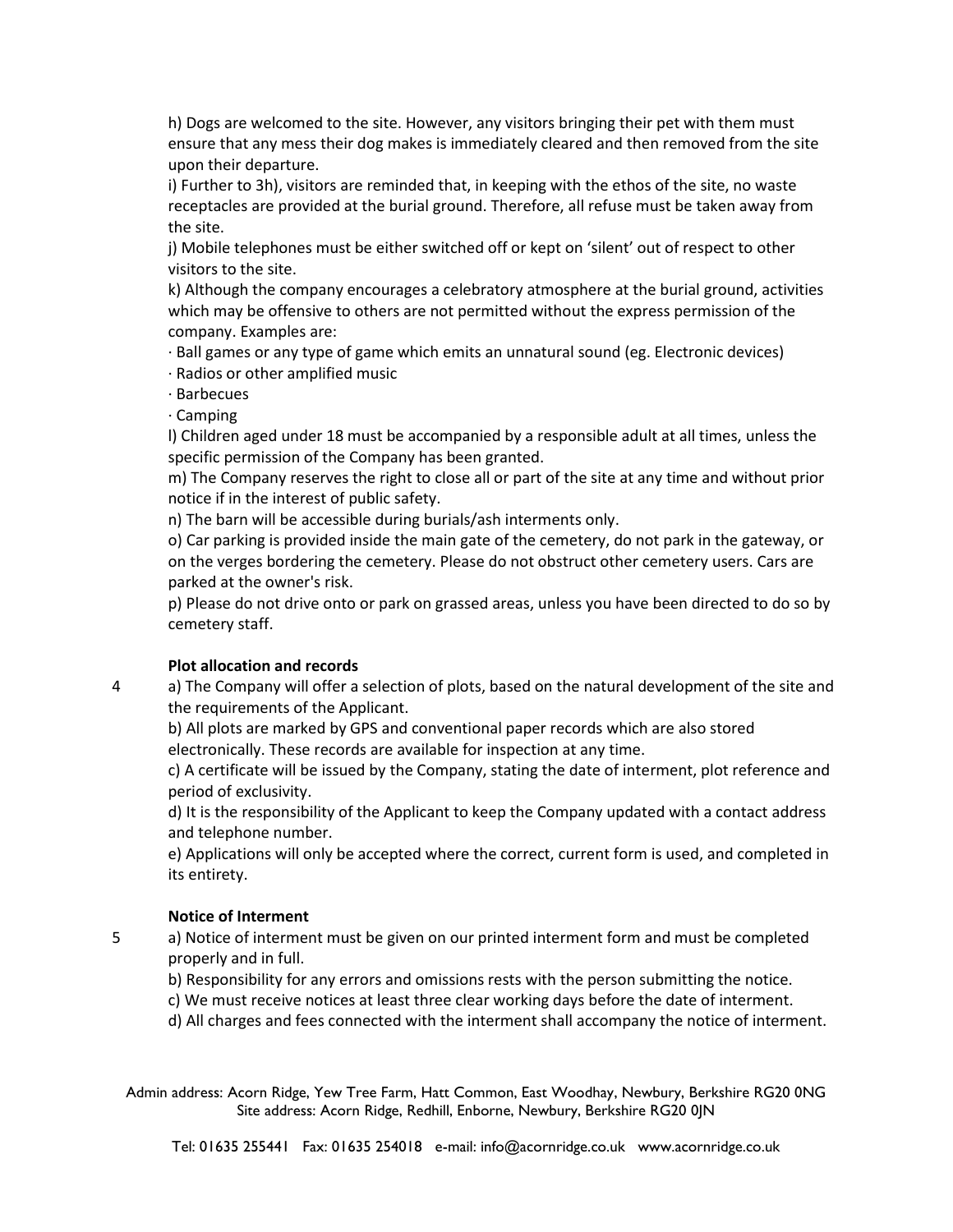h) Dogs are welcomed to the site. However, any visitors bringing their pet with them must ensure that any mess their dog makes is immediately cleared and then removed from the site upon their departure.

i) Further to 3h), visitors are reminded that, in keeping with the ethos of the site, no waste receptacles are provided at the burial ground. Therefore, all refuse must be taken away from the site.

j) Mobile telephones must be either switched off or kept on 'silent' out of respect to other visitors to the site.

k) Although the company encourages a celebratory atmosphere at the burial ground, activities which may be offensive to others are not permitted without the express permission of the company. Examples are:

· Ball games or any type of game which emits an unnatural sound (eg. Electronic devices)
· Radios or other amplified music
· Barbecues
· Camping

l) Children aged under 18 must be accompanied by a responsible adult at all times, unless the specific permission of the Company has been granted.

m) The Company reserves the right to close all or part of the site at any time and without prior notice if in the interest of public safety.

n) The barn will be accessible during burials/ash interments only.

o) Car parking is provided inside the main gate of the cemetery, do not park in the gateway, or on the verges bordering the cemetery. Please do not obstruct other cemetery users. Cars are parked at the owner's risk.

p) Please do not drive onto or park on grassed areas, unless you have been directed to do so by cemetery staff.

**Plot allocation and records**

4 a) The Company will offer a selection of plots, based on the natural development of the site and the requirements of the Applicant.

b) All plots are marked by GPS and conventional paper records which are also stored electronically. These records are available for inspection at any time.

c) A certificate will be issued by the Company, stating the date of interment, plot reference and period of exclusivity.

d) It is the responsibility of the Applicant to keep the Company updated with a contact address and telephone number.

e) Applications will only be accepted where the correct, current form is used, and completed in its entirety.

**Notice of Interment**

5 a) Notice of interment must be given on our printed interment form and must be completed properly and in full.

b) Responsibility for any errors and omissions rests with the person submitting the notice.

c) We must receive notices at least three clear working days before the date of interment.

d) All charges and fees connected with the interment shall accompany the notice of interment.

Admin address: Acorn Ridge, Yew Tree Farm, Hatt Common, East Woodhay, Newbury, Berkshire RG20 0NG
Site address: Acorn Ridge, Redhill, Enborne, Newbury, Berkshire RG20 0JN

Tel: 01635 255441 Fax: 01635 254018 e-mail: info@acornridge.co.uk www.acornridge.co.uk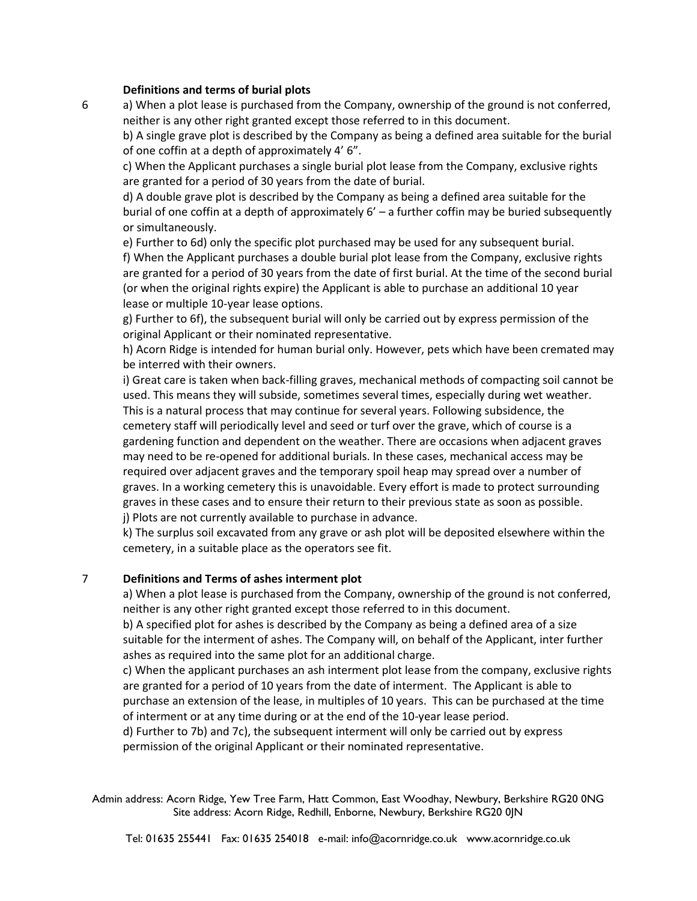## 6 Definitions and terms of burial plots

a) When a plot lease is purchased from the Company, ownership of the ground is not conferred, neither is any other right granted except those referred to in this document.

b) A single grave plot is described by the Company as being a defined area suitable for the burial of one coffin at a depth of approximately 4' 6".

c) When the Applicant purchases a single burial plot lease from the Company, exclusive rights are granted for a period of 30 years from the date of burial.

d) A double grave plot is described by the Company as being a defined area suitable for the burial of one coffin at a depth of approximately 6' – a further coffin may be buried subsequently or simultaneously.

e) Further to 6d) only the specific plot purchased may be used for any subsequent burial.

f) When the Applicant purchases a double burial plot lease from the Company, exclusive rights are granted for a period of 30 years from the date of first burial. At the time of the second burial (or when the original rights expire) the Applicant is able to purchase an additional 10 year lease or multiple 10-year lease options.

g) Further to 6f), the subsequent burial will only be carried out by express permission of the original Applicant or their nominated representative.

h) Acorn Ridge is intended for human burial only. However, pets which have been cremated may be interred with their owners.

i) Great care is taken when back-filling graves, mechanical methods of compacting soil cannot be used. This means they will subside, sometimes several times, especially during wet weather. This is a natural process that may continue for several years. Following subsidence, the cemetery staff will periodically level and seed or turf over the grave, which of course is a gardening function and dependent on the weather. There are occasions when adjacent graves may need to be re-opened for additional burials. In these cases, mechanical access may be required over adjacent graves and the temporary spoil heap may spread over a number of graves. In a working cemetery this is unavoidable. Every effort is made to protect surrounding graves in these cases and to ensure their return to their previous state as soon as possible.

j) Plots are not currently available to purchase in advance.

k) The surplus soil excavated from any grave or ash plot will be deposited elsewhere within the cemetery, in a suitable place as the operators see fit.

## 7 Definitions and Terms of ashes interment plot

a) When a plot lease is purchased from the Company, ownership of the ground is not conferred, neither is any other right granted except those referred to in this document.

b) A specified plot for ashes is described by the Company as being a defined area of a size suitable for the interment of ashes. The Company will, on behalf of the Applicant, inter further ashes as required into the same plot for an additional charge.

c) When the applicant purchases an ash interment plot lease from the company, exclusive rights are granted for a period of 10 years from the date of interment. The Applicant is able to purchase an extension of the lease, in multiples of 10 years. This can be purchased at the time of interment or at any time during or at the end of the 10-year lease period.

d) Further to 7b) and 7c), the subsequent interment will only be carried out by express permission of the original Applicant or their nominated representative.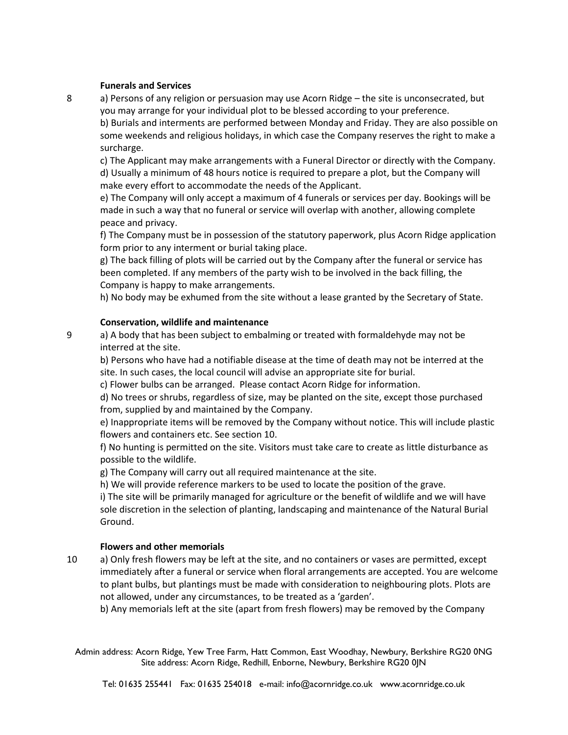### Funerals and Services

8 a) Persons of any religion or persuasion may use Acorn Ridge – the site is unconsecrated, but you may arrange for your individual plot to be blessed according to your preference.

b) Burials and interments are performed between Monday and Friday. They are also possible on some weekends and religious holidays, in which case the Company reserves the right to make a surcharge.

c) The Applicant may make arrangements with a Funeral Director or directly with the Company.

d) Usually a minimum of 48 hours notice is required to prepare a plot, but the Company will make every effort to accommodate the needs of the Applicant.

e) The Company will only accept a maximum of 4 funerals or services per day. Bookings will be made in such a way that no funeral or service will overlap with another, allowing complete peace and privacy.

f) The Company must be in possession of the statutory paperwork, plus Acorn Ridge application form prior to any interment or burial taking place.

g) The back filling of plots will be carried out by the Company after the funeral or service has been completed. If any members of the party wish to be involved in the back filling, the Company is happy to make arrangements.

h) No body may be exhumed from the site without a lease granted by the Secretary of State.

### Conservation, wildlife and maintenance

9 a) A body that has been subject to embalming or treated with formaldehyde may not be interred at the site.

b) Persons who have had a notifiable disease at the time of death may not be interred at the site. In such cases, the local council will advise an appropriate site for burial.

c) Flower bulbs can be arranged. Please contact Acorn Ridge for information.

d) No trees or shrubs, regardless of size, may be planted on the site, except those purchased from, supplied by and maintained by the Company.

e) Inappropriate items will be removed by the Company without notice. This will include plastic flowers and containers etc. See section 10.

f) No hunting is permitted on the site. Visitors must take care to create as little disturbance as possible to the wildlife.

g) The Company will carry out all required maintenance at the site.

h) We will provide reference markers to be used to locate the position of the grave.

i) The site will be primarily managed for agriculture or the benefit of wildlife and we will have sole discretion in the selection of planting, landscaping and maintenance of the Natural Burial Ground.

### Flowers and other memorials

10 a) Only fresh flowers may be left at the site, and no containers or vases are permitted, except immediately after a funeral or service when floral arrangements are accepted. You are welcome to plant bulbs, but plantings must be made with consideration to neighbouring plots. Plots are not allowed, under any circumstances, to be treated as a 'garden'.

b) Any memorials left at the site (apart from fresh flowers) may be removed by the Company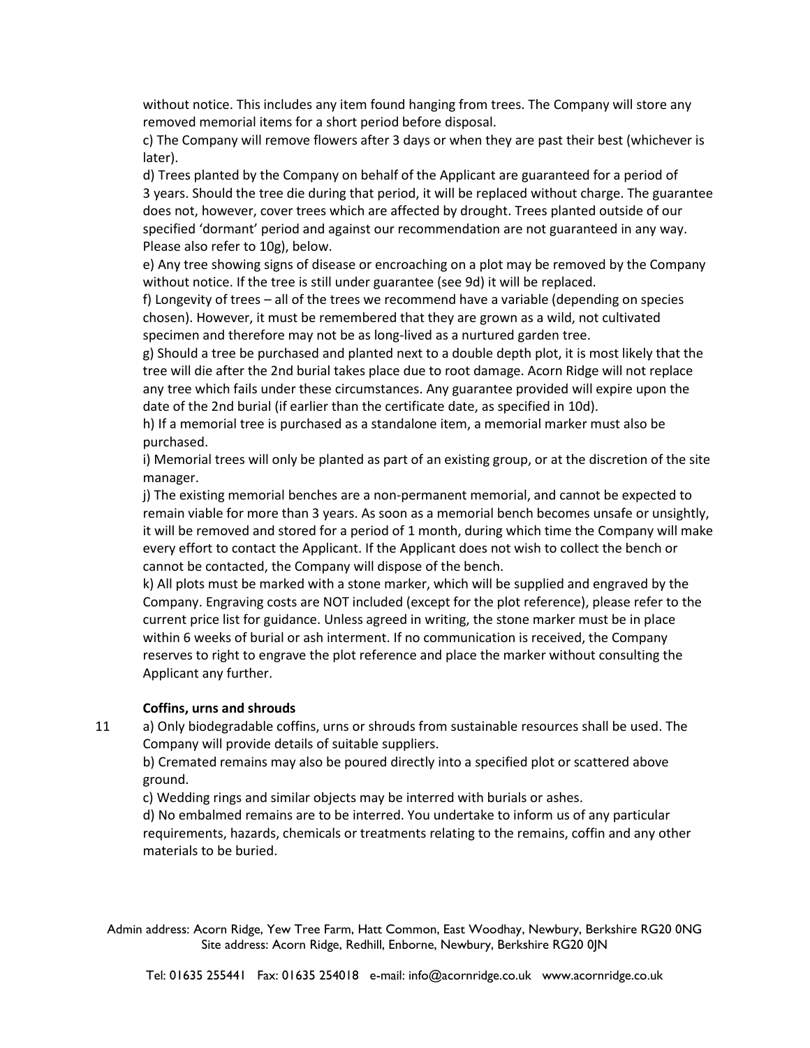without notice. This includes any item found hanging from trees. The Company will store any removed memorial items for a short period before disposal.

c) The Company will remove flowers after 3 days or when they are past their best (whichever is later).

d) Trees planted by the Company on behalf of the Applicant are guaranteed for a period of 3 years. Should the tree die during that period, it will be replaced without charge. The guarantee does not, however, cover trees which are affected by drought. Trees planted outside of our specified 'dormant' period and against our recommendation are not guaranteed in any way. Please also refer to 10g), below.

e) Any tree showing signs of disease or encroaching on a plot may be removed by the Company without notice. If the tree is still under guarantee (see 9d) it will be replaced.

f) Longevity of trees – all of the trees we recommend have a variable (depending on species chosen). However, it must be remembered that they are grown as a wild, not cultivated specimen and therefore may not be as long-lived as a nurtured garden tree.

g) Should a tree be purchased and planted next to a double depth plot, it is most likely that the tree will die after the 2nd burial takes place due to root damage. Acorn Ridge will not replace any tree which fails under these circumstances. Any guarantee provided will expire upon the date of the 2nd burial (if earlier than the certificate date, as specified in 10d).

h) If a memorial tree is purchased as a standalone item, a memorial marker must also be purchased.

i) Memorial trees will only be planted as part of an existing group, or at the discretion of the site manager.

j) The existing memorial benches are a non-permanent memorial, and cannot be expected to remain viable for more than 3 years. As soon as a memorial bench becomes unsafe or unsightly, it will be removed and stored for a period of 1 month, during which time the Company will make every effort to contact the Applicant. If the Applicant does not wish to collect the bench or cannot be contacted, the Company will dispose of the bench.

k) All plots must be marked with a stone marker, which will be supplied and engraved by the Company. Engraving costs are NOT included (except for the plot reference), please refer to the current price list for guidance. Unless agreed in writing, the stone marker must be in place within 6 weeks of burial or ash interment. If no communication is received, the Company reserves to right to engrave the plot reference and place the marker without consulting the Applicant any further.

**Coffins, urns and shrouds**

11 a) Only biodegradable coffins, urns or shrouds from sustainable resources shall be used. The Company will provide details of suitable suppliers.

b) Cremated remains may also be poured directly into a specified plot or scattered above ground.

c) Wedding rings and similar objects may be interred with burials or ashes.

d) No embalmed remains are to be interred. You undertake to inform us of any particular requirements, hazards, chemicals or treatments relating to the remains, coffin and any other materials to be buried.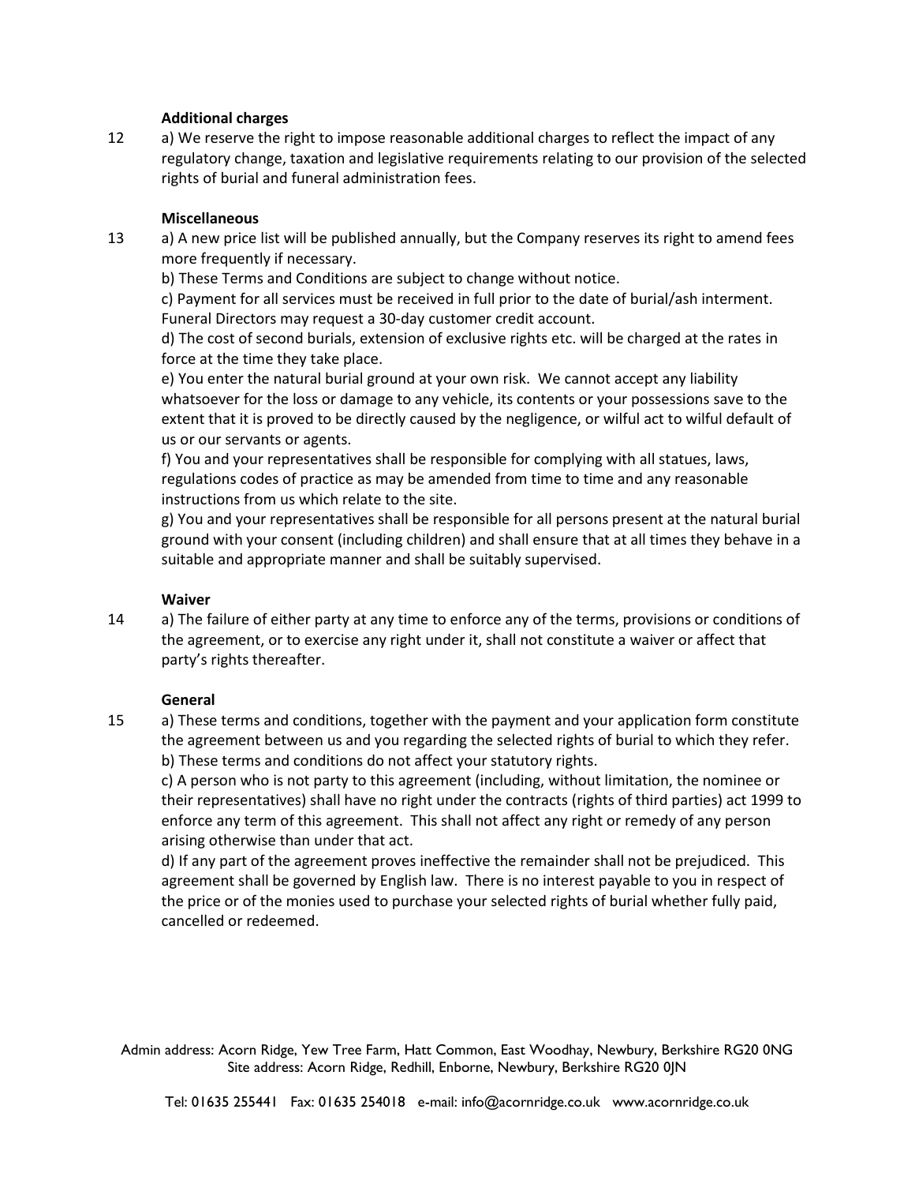**Additional charges**

12 a) We reserve the right to impose reasonable additional charges to reflect the impact of any regulatory change, taxation and legislative requirements relating to our provision of the selected rights of burial and funeral administration fees.

**Miscellaneous**

13 a) A new price list will be published annually, but the Company reserves its right to amend fees more frequently if necessary.

b) These Terms and Conditions are subject to change without notice.

c) Payment for all services must be received in full prior to the date of burial/ash interment. Funeral Directors may request a 30-day customer credit account.

d) The cost of second burials, extension of exclusive rights etc. will be charged at the rates in force at the time they take place.

e) You enter the natural burial ground at your own risk. We cannot accept any liability whatsoever for the loss or damage to any vehicle, its contents or your possessions save to the extent that it is proved to be directly caused by the negligence, or wilful act to wilful default of us or our servants or agents.

f) You and your representatives shall be responsible for complying with all statues, laws, regulations codes of practice as may be amended from time to time and any reasonable instructions from us which relate to the site.

g) You and your representatives shall be responsible for all persons present at the natural burial ground with your consent (including children) and shall ensure that at all times they behave in a suitable and appropriate manner and shall be suitably supervised.

**Waiver**

14 a) The failure of either party at any time to enforce any of the terms, provisions or conditions of the agreement, or to exercise any right under it, shall not constitute a waiver or affect that party's rights thereafter.

**General**

15 a) These terms and conditions, together with the payment and your application form constitute the agreement between us and you regarding the selected rights of burial to which they refer.

b) These terms and conditions do not affect your statutory rights.

c) A person who is not party to this agreement (including, without limitation, the nominee or their representatives) shall have no right under the contracts (rights of third parties) act 1999 to enforce any term of this agreement. This shall not affect any right or remedy of any person arising otherwise than under that act.

d) If any part of the agreement proves ineffective the remainder shall not be prejudiced. This agreement shall be governed by English law. There is no interest payable to you in respect of the price or of the monies used to purchase your selected rights of burial whether fully paid, cancelled or redeemed.

Admin address: Acorn Ridge, Yew Tree Farm, Hatt Common, East Woodhay, Newbury, Berkshire RG20 0NG
Site address: Acorn Ridge, Redhill, Enborne, Newbury, Berkshire RG20 0JN

Tel: 01635 255441 Fax: 01635 254018 e-mail: info@acornridge.co.uk www.acornridge.co.uk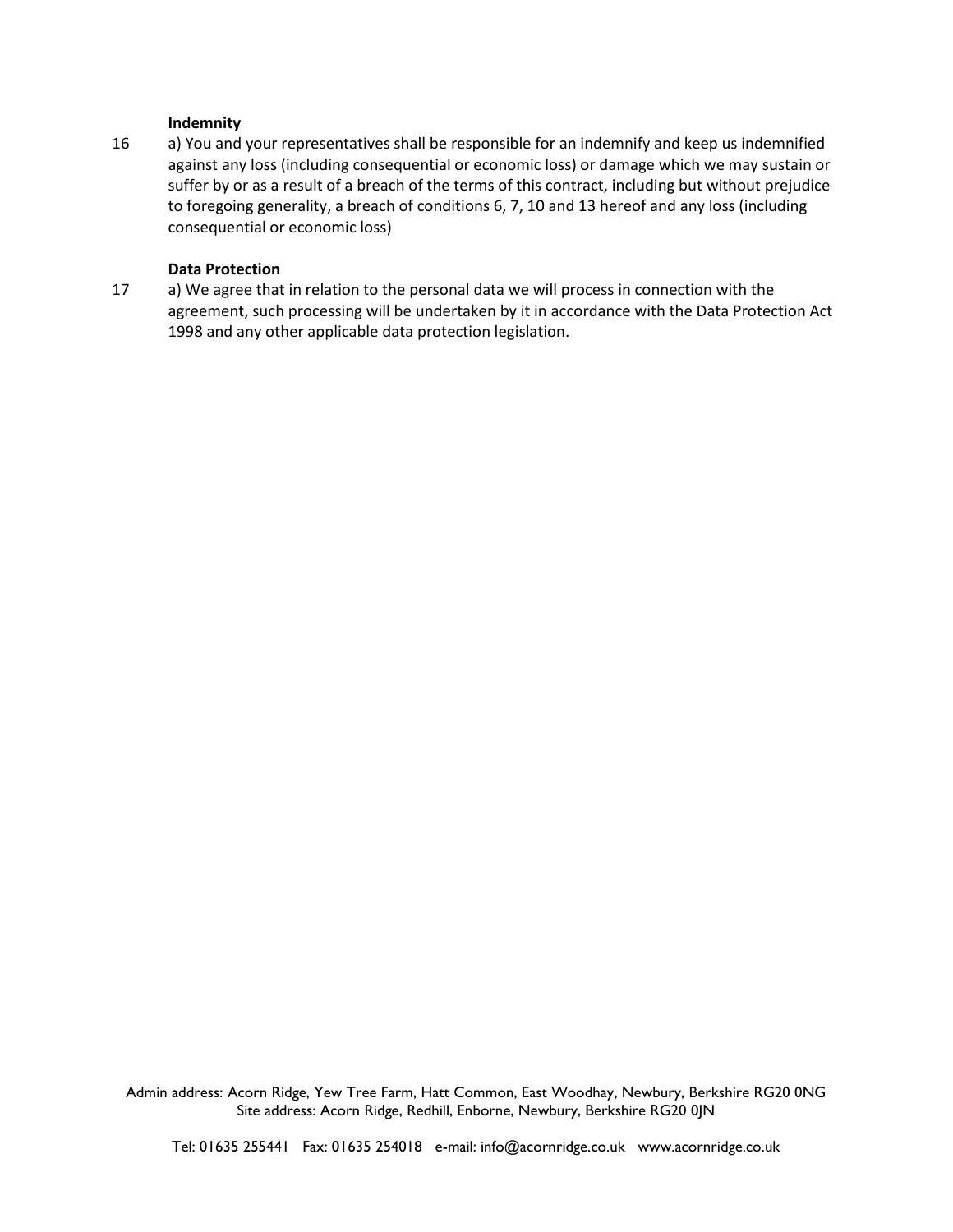**Indemnity**

16 a) You and your representatives shall be responsible for an indemnify and keep us indemnified against any loss (including consequential or economic loss) or damage which we may sustain or suffer by or as a result of a breach of the terms of this contract, including but without prejudice to foregoing generality, a breach of conditions 6, 7, 10 and 13 hereof and any loss (including consequential or economic loss)

**Data Protection**

17 a) We agree that in relation to the personal data we will process in connection with the agreement, such processing will be undertaken by it in accordance with the Data Protection Act 1998 and any other applicable data protection legislation.

Admin address: Acorn Ridge, Yew Tree Farm, Hatt Common, East Woodhay, Newbury, Berkshire RG20 0NG
Site address: Acorn Ridge, Redhill, Enborne, Newbury, Berkshire RG20 0JN

Tel: 01635 255441 Fax: 01635 254018 e-mail: info@acornridge.co.uk www.acornridge.co.uk